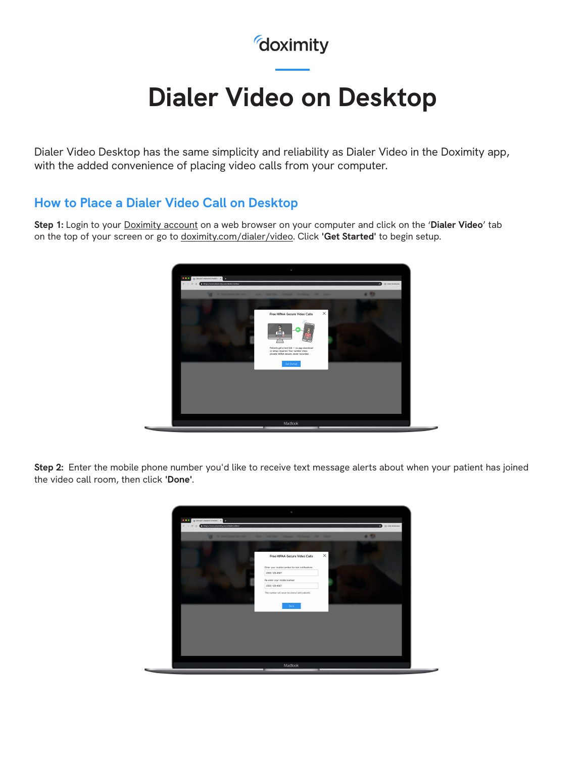doximity

# Dialer Video on Desktop

Dialer Video Desktop has the same simplicity and reliability as Dialer Video in the Doximity app, with the added convenience of placing video calls from your computer.

## How to Place a Dialer Video Call on Desktop

**Step 1:** Login to your Doximity account on a web browser on your computer and click on the '**Dialer Video**' tab on the top of your screen or go to doximity.com/dialer/video. Click **'Get Started'** to begin setup.

**Step 2:** Enter the mobile phone number you'd like to receive text message alerts about when your patient has joined the video call room, then click **'Done'**.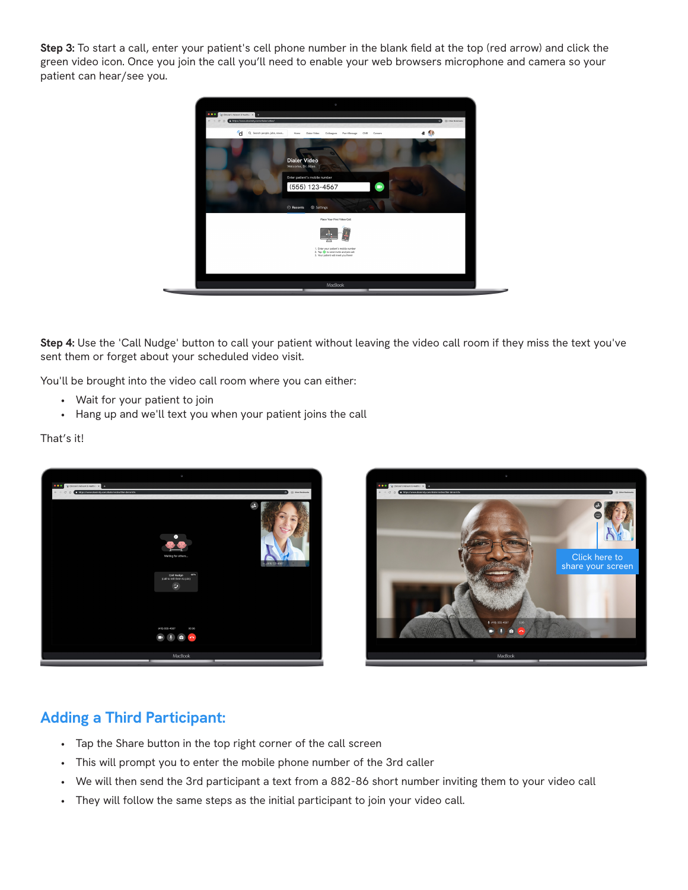**Step 3:** To start a call, enter your patient's cell phone number in the blank field at the top (red arrow) and click the green video icon. Once you join the call you'll need to enable your web browsers microphone and camera so your patient can hear/see you.

**Step 4:** Use the 'Call Nudge' button to call your patient without leaving the video call room if they miss the text you've sent them or forget about your scheduled video visit.

You'll be brought into the video call room where you can either:

- Wait for your patient to join
- Hang up and we'll text you when your patient joins the call

That's it!

## Adding a Third Participant:

- Tap the Share button in the top right corner of the call screen
- This will prompt you to enter the mobile phone number of the 3rd caller
- We will then send the 3rd participant a text from a 882-86 short number inviting them to your video call
- They will follow the same steps as the initial participant to join your video call.